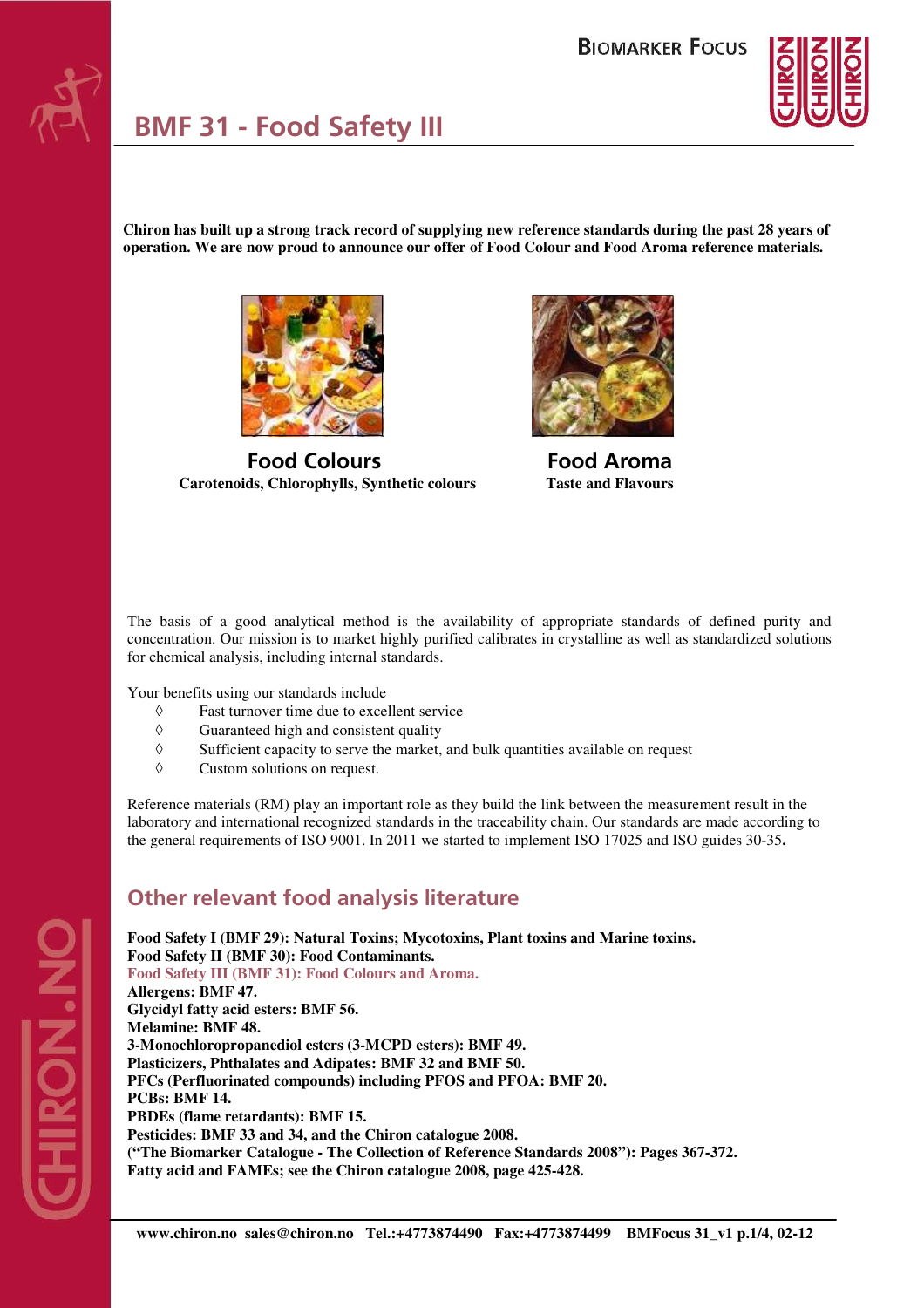# BMF 31 - Food Safety III

**Chiron has built up a strong track record of supplying new reference standards during the past 28 years of operation. We are now proud to announce our offer of Food Colour and Food Aroma reference materials.**

## Food Colours

**Carotenoids, Chlorophylls, Synthetic colours**

## Food Aroma

**Taste and Flavours**

The basis of a good analytical method is the availability of appropriate standards of defined purity and concentration. Our mission is to market highly purified calibrates in crystalline as well as standardized solutions for chemical analysis, including internal standards.

Your benefits using our standards include

- Fast turnover time due to excellent service
- Guaranteed high and consistent quality
- Sufficient capacity to serve the market, and bulk quantities available on request
- Custom solutions on request.

Reference materials (RM) play an important role as they build the link between the measurement result in the laboratory and international recognized standards in the traceability chain. Our standards are made according to the general requirements of ISO 9001. In 2011 we started to implement ISO 17025 and ISO guides 30-35**.**

## Other relevant food analysis literature

**Food Safety I (BMF 29): Natural Toxins; Mycotoxins, Plant toxins and Marine toxins.**
**Food Safety II (BMF 30): Food Contaminants.**
**Food Safety III (BMF 31): Food Colours and Aroma.**
**Allergens: BMF 47.**
**Glycidyl fatty acid esters: BMF 56.**
**Melamine: BMF 48.**
**3-Monochloropropanediol esters (3-MCPD esters): BMF 49.**
**Plasticizers, Phthalates and Adipates: BMF 32 and BMF 50.**
**PFCs (Perfluorinated compounds) including PFOS and PFOA: BMF 20.**
**PCBs: BMF 14.**
**PBDEs (flame retardants): BMF 15.**
**Pesticides: BMF 33 and 34, and the Chiron catalogue 2008.**
**("The Biomarker Catalogue - The Collection of Reference Standards 2008"): Pages 367-372.**
**Fatty acid and FAMEs; see the Chiron catalogue 2008, page 425-428.**

**www.chiron.no sales@chiron.no Tel.:+4773874490 Fax:+4773874499**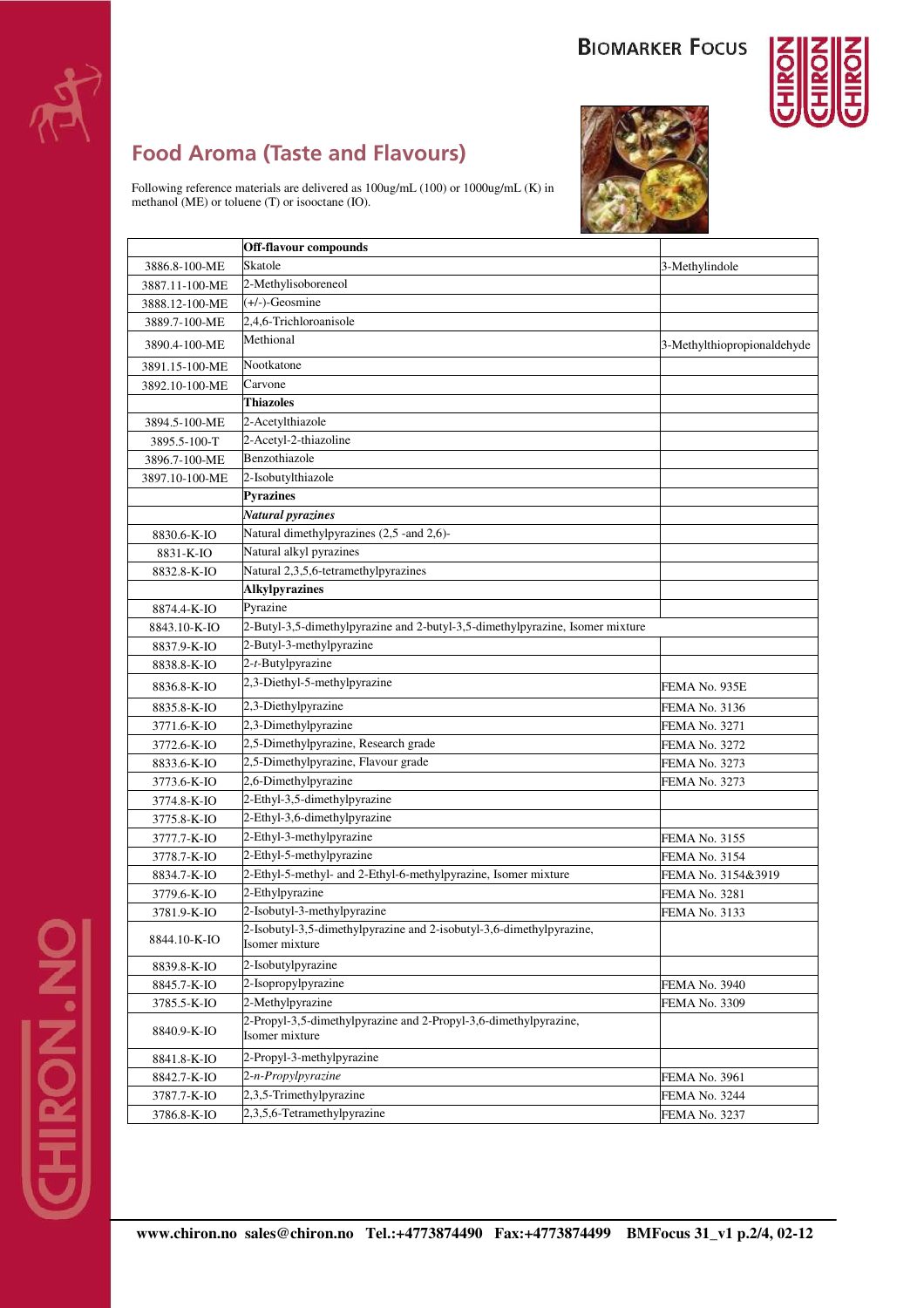## Food Aroma (Taste and Flavours)

Following reference materials are delivered as 100ug/mL (100) or 1000ug/mL (K) in methanol (ME) or toluene (T) or isooctane (IO).

| | **Off-flavour compounds** | |
|---|---|---|
| 3886.8-100-ME | Skatole | 3-Methylindole |
| 3887.11-100-ME | 2-Methylisoboreneol | |
| 3888.12-100-ME | (+/-)-Geosmine | |
| 3889.7-100-ME | 2,4,6-Trichloroanisole | |
| 3890.4-100-ME | Methional | 3-Methylthiopropionaldehyde |
| 3891.15-100-ME | Nootkatone | |
| 3892.10-100-ME | Carvone | |
| | **Thiazoles** | |
| 3894.5-100-ME | 2-Acetylthiazole | |
| 3895.5-100-T | 2-Acetyl-2-thiazoline | |
| 3896.7-100-ME | Benzothiazole | |
| 3897.10-100-ME | 2-Isobutylthiazole | |
| | **Pyrazines** | |
| | ***Natural pyrazines*** | |
| 8830.6-K-IO | Natural dimethylpyrazines (2,5 -and 2,6)- | |
| 8831-K-IO | Natural alkyl pyrazines | |
| 8832.8-K-IO | Natural 2,3,5,6-tetramethylpyrazines | |
| | **Alkylpyrazines** | |
| 8874.4-K-IO | Pyrazine | |
| 8843.10-K-IO | 2-Butyl-3,5-dimethylpyrazine and 2-butyl-3,5-dimethylpyrazine, Isomer mixture | |
| 8837.9-K-IO | 2-Butyl-3-methylpyrazine | |
| 8838.8-K-IO | 2-*t*-Butylpyrazine | |
| 8836.8-K-IO | 2,3-Diethyl-5-methylpyrazine | FEMA No. 935E |
| 8835.8-K-IO | 2,3-Diethylpyrazine | FEMA No. 3136 |
| 3771.6-K-IO | 2,3-Dimethylpyrazine | FEMA No. 3271 |
| 3772.6-K-IO | 2,5-Dimethylpyrazine, Research grade | FEMA No. 3272 |
| 8833.6-K-IO | 2,5-Dimethylpyrazine, Flavour grade | FEMA No. 3273 |
| 3773.6-K-IO | 2,6-Dimethylpyrazine | FEMA No. 3273 |
| 3774.8-K-IO | 2-Ethyl-3,5-dimethylpyrazine | |
| 3775.8-K-IO | 2-Ethyl-3,6-dimethylpyrazine | |
| 3777.7-K-IO | 2-Ethyl-3-methylpyrazine | FEMA No. 3155 |
| 3778.7-K-IO | 2-Ethyl-5-methylpyrazine | FEMA No. 3154 |
| 8834.7-K-IO | 2-Ethyl-5-methyl- and 2-Ethyl-6-methylpyrazine, Isomer mixture | FEMA No. 3154&3919 |
| 3779.6-K-IO | 2-Ethylpyrazine | FEMA No. 3281 |
| 3781.9-K-IO | 2-Isobutyl-3-methylpyrazine | FEMA No. 3133 |
| 8844.10-K-IO | 2-Isobutyl-3,5-dimethylpyrazine and 2-isobutyl-3,6-dimethylpyrazine, Isomer mixture | |
| 8839.8-K-IO | 2-Isobutylpyrazine | |
| 8845.7-K-IO | 2-Isopropylpyrazine | FEMA No. 3940 |
| 3785.5-K-IO | 2-Methylpyrazine | FEMA No. 3309 |
| 8840.9-K-IO | 2-Propyl-3,5-dimethylpyrazine and 2-Propyl-3,6-dimethylpyrazine, Isomer mixture | |
| 8841.8-K-IO | 2-Propyl-3-methylpyrazine | |
| 8842.7-K-IO | *2-n-Propylpyrazine* | FEMA No. 3961 |
| 3787.7-K-IO | 2,3,5-Trimethylpyrazine | FEMA No. 3244 |
| 3786.8-K-IO | 2,3,5,6-Tetramethylpyrazine | FEMA No. 3237 |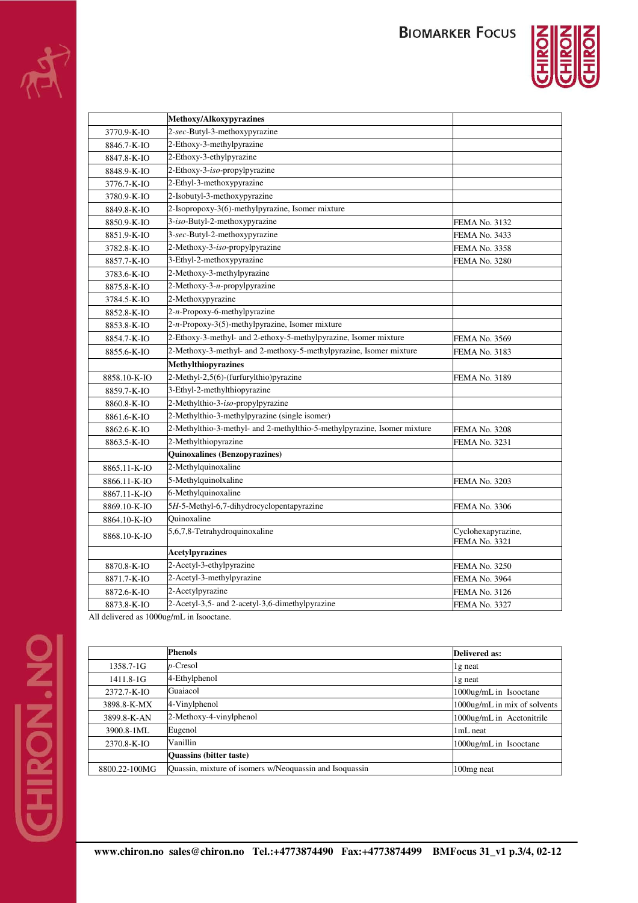| | **Methoxy/Alkoxypyrazines** | |
|---|---|---|
| 3770.9-K-IO | 2-*sec*-Butyl-3-methoxypyrazine | |
| 8846.7-K-IO | 2-Ethoxy-3-methylpyrazine | |
| 8847.8-K-IO | 2-Ethoxy-3-ethylpyrazine | |
| 8848.9-K-IO | 2-Ethoxy-3-*iso*-propylpyrazine | |
| 3776.7-K-IO | 2-Ethyl-3-methoxypyrazine | |
| 3780.9-K-IO | 2-Isobutyl-3-methoxypyrazine | |
| 8849.8-K-IO | 2-Isopropoxy-3(6)-methylpyrazine, Isomer mixture | |
| 8850.9-K-IO | 3-*iso*-Butyl-2-methoxypyrazine | FEMA No. 3132 |
| 8851.9-K-IO | 3-*sec*-Butyl-2-methoxypyrazine | FEMA No. 3433 |
| 3782.8-K-IO | 2-Methoxy-3-*iso*-propylpyrazine | FEMA No. 3358 |
| 8857.7-K-IO | 3-Ethyl-2-methoxypyrazine | FEMA No. 3280 |
| 3783.6-K-IO | 2-Methoxy-3-methylpyrazine | |
| 8875.8-K-IO | 2-Methoxy-3-*n*-propylpyrazine | |
| 3784.5-K-IO | 2-Methoxypyrazine | |
| 8852.8-K-IO | 2-*n*-Propoxy-6-methylpyrazine | |
| 8853.8-K-IO | 2-*n*-Propoxy-3(5)-methylpyrazine, Isomer mixture | |
| 8854.7-K-IO | 2-Ethoxy-3-methyl- and 2-ethoxy-5-methylpyrazine, Isomer mixture | FEMA No. 3569 |
| 8855.6-K-IO | 2-Methoxy-3-methyl- and 2-methoxy-5-methylpyrazine, Isomer mixture | FEMA No. 3183 |
| | **Methylthiopyrazines** | |
| 8858.10-K-IO | 2-Methyl-2,5(6)-(furfurylthio)pyrazine | FEMA No. 3189 |
| 8859.7-K-IO | 3-Ethyl-2-methylthiopyrazine | |
| 8860.8-K-IO | 2-Methylthio-3-*iso*-propylpyrazine | |
| 8861.6-K-IO | 2-Methylthio-3-methylpyrazine (single isomer) | |
| 8862.6-K-IO | 2-Methylthio-3-methyl- and 2-methylthio-5-methylpyrazine, Isomer mixture | FEMA No. 3208 |
| 8863.5-K-IO | 2-Methylthiopyrazine | FEMA No. 3231 |
| | **Quinoxalines (Benzopyrazines)** | |
| 8865.11-K-IO | 2-Methylquinoxaline | |
| 8866.11-K-IO | 5-Methylquinolxaline | FEMA No. 3203 |
| 8867.11-K-IO | 6-Methylquinoxaline | |
| 8869.10-K-IO | 5*H*-5-Methyl-6,7-dihydrocyclopentapyrazine | FEMA No. 3306 |
| 8864.10-K-IO | Quinoxaline | |
| 8868.10-K-IO | 5,6,7,8-Tetrahydroquinoxaline | Cyclohexapyrazine, FEMA No. 3321 |
| | **Acetylpyrazines** | |
| 8870.8-K-IO | 2-Acetyl-3-ethylpyrazine | FEMA No. 3250 |
| 8871.7-K-IO | 2-Acetyl-3-methylpyrazine | FEMA No. 3964 |
| 8872.6-K-IO | 2-Acetylpyrazine | FEMA No. 3126 |
| 8873.8-K-IO | 2-Acetyl-3,5- and 2-acetyl-3,6-dimethylpyrazine | FEMA No. 3327 |

All delivered as 1000ug/mL in Isooctane.

| | **Phenols** | **Delivered as:** |
|---|---|---|
| 1358.7-1G | *p*-Cresol | 1g neat |
| 1411.8-1G | 4-Ethylphenol | 1g neat |
| 2372.7-K-IO | Guaiacol | 1000ug/mL in Isooctane |
| 3898.8-K-MX | 4-Vinylphenol | 1000ug/mL in mix of solvents |
| 3899.8-K-AN | 2-Methoxy-4-vinylphenol | 1000ug/mL in Acetonitrile |
| 3900.8-1ML | Eugenol | 1mL neat |
| 2370.8-K-IO | Vanillin | 1000ug/mL in Isooctane |
| | **Quassins (bitter taste)** | |
| 8800.22-100MG | Quassin, mixture of isomers w/Neoquassin and Isoquassin | 100mg neat |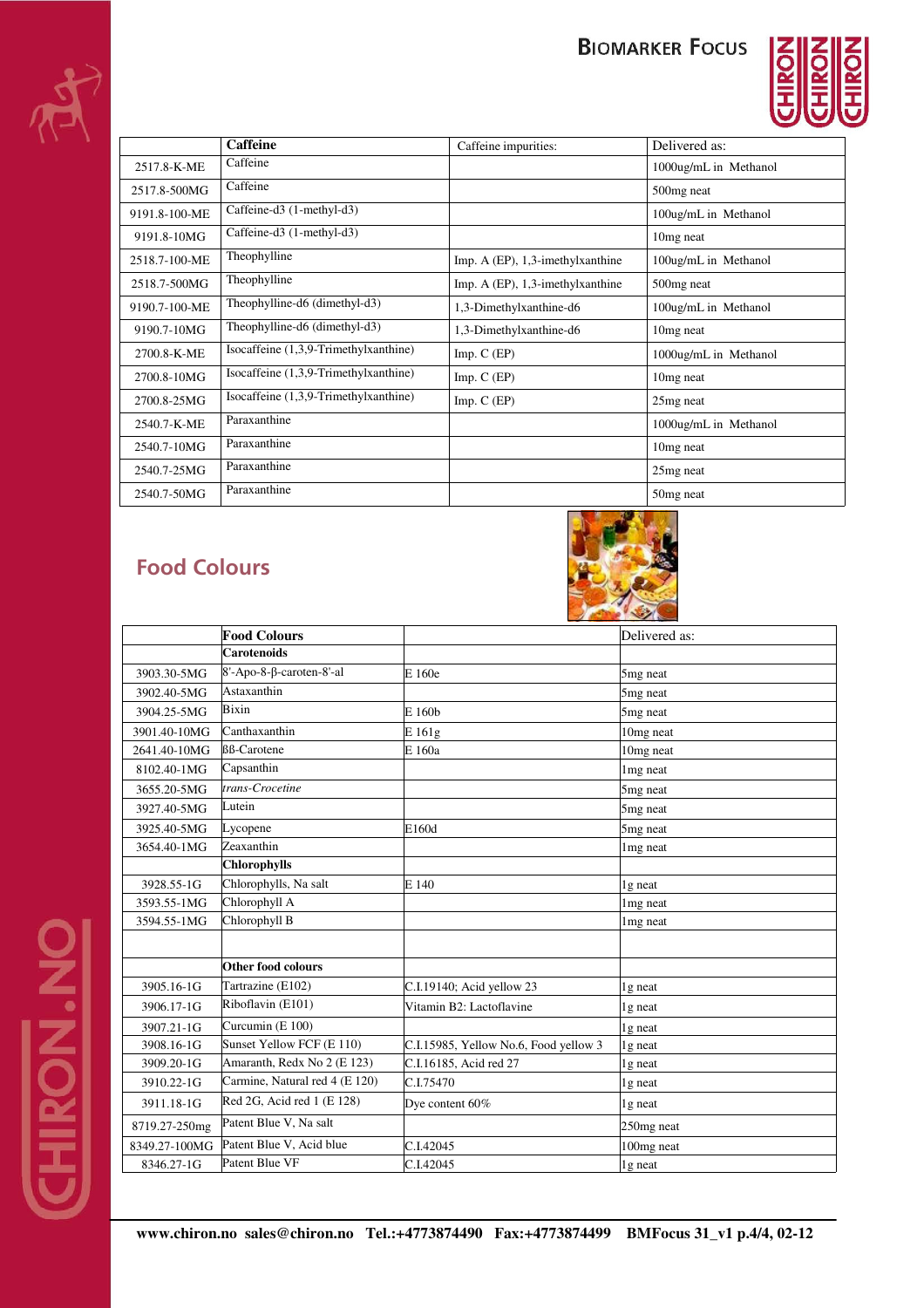| | Caffeine | Caffeine impurities: | Delivered as: |
|---|---|---|---|
| 2517.8-K-ME | Caffeine | | 1000ug/mL in Methanol |
| 2517.8-500MG | Caffeine | | 500mg neat |
| 9191.8-100-ME | Caffeine-d3 (1-methyl-d3) | | 100ug/mL in Methanol |
| 9191.8-10MG | Caffeine-d3 (1-methyl-d3) | | 10mg neat |
| 2518.7-100-ME | Theophylline | Imp. A (EP), 1,3-imethylxanthine | 100ug/mL in Methanol |
| 2518.7-500MG | Theophylline | Imp. A (EP), 1,3-imethylxanthine | 500mg neat |
| 9190.7-100-ME | Theophylline-d6 (dimethyl-d3) | 1,3-Dimethylxanthine-d6 | 100ug/mL in Methanol |
| 9190.7-10MG | Theophylline-d6 (dimethyl-d3) | 1,3-Dimethylxanthine-d6 | 10mg neat |
| 2700.8-K-ME | Isocaffeine (1,3,9-Trimethylxanthine) | Imp. C (EP) | 1000ug/mL in Methanol |
| 2700.8-10MG | Isocaffeine (1,3,9-Trimethylxanthine) | Imp. C (EP) | 10mg neat |
| 2700.8-25MG | Isocaffeine (1,3,9-Trimethylxanthine) | Imp. C (EP) | 25mg neat |
| 2540.7-K-ME | Paraxanthine | | 1000ug/mL in Methanol |
| 2540.7-10MG | Paraxanthine | | 10mg neat |
| 2540.7-25MG | Paraxanthine | | 25mg neat |
| 2540.7-50MG | Paraxanthine | | 50mg neat |

## Food Colours

| | Food Colours | | Delivered as: |
|---|---|---|---|
| | **Carotenoids** | | |
| 3903.30-5MG | 8'-Apo-8-β-caroten-8'-al | E 160e | 5mg neat |
| 3902.40-5MG | Astaxanthin | | 5mg neat |
| 3904.25-5MG | Bixin | E 160b | 5mg neat |
| 3901.40-10MG | Canthaxanthin | E 161g | 10mg neat |
| 2641.40-10MG | ßß-Carotene | E 160a | 10mg neat |
| 8102.40-1MG | Capsanthin | | 1mg neat |
| 3655.20-5MG | *trans-Crocetine* | | 5mg neat |
| 3927.40-5MG | Lutein | | 5mg neat |
| 3925.40-5MG | Lycopene | E160d | 5mg neat |
| 3654.40-1MG | Zeaxanthin | | 1mg neat |
| | **Chlorophylls** | | |
| 3928.55-1G | Chlorophylls, Na salt | E 140 | 1g neat |
| 3593.55-1MG | Chlorophyll A | | 1mg neat |
| 3594.55-1MG | Chlorophyll B | | 1mg neat |
| | | | |
| | **Other food colours** | | |
| 3905.16-1G | Tartrazine (E102) | C.I.19140; Acid yellow 23 | 1g neat |
| 3906.17-1G | Riboflavin (E101) | Vitamin B2: Lactoflavine | 1g neat |
| 3907.21-1G | Curcumin (E 100) | | 1g neat |
| 3908.16-1G | Sunset Yellow FCF (E 110) | C.I.15985, Yellow No.6, Food yellow 3 | 1g neat |
| 3909.20-1G | Amaranth, Redx No 2 (E 123) | C.I.16185, Acid red 27 | 1g neat |
| 3910.22-1G | Carmine, Natural red 4 (E 120) | C.I.75470 | 1g neat |
| 3911.18-1G | Red 2G, Acid red 1 (E 128) | Dye content 60% | 1g neat |
| 8719.27-250mg | Patent Blue V, Na salt | | 250mg neat |
| 8349.27-100MG | Patent Blue V, Acid blue | C.I.42045 | 100mg neat |
| 8346.27-1G | Patent Blue VF | C.I.42045 | 1g neat |

www.chiron.no sales@chiron.no Tel.:+4773874490 Fax:+4773874499 BMFocus 31_v1 p.4/4, 02-12